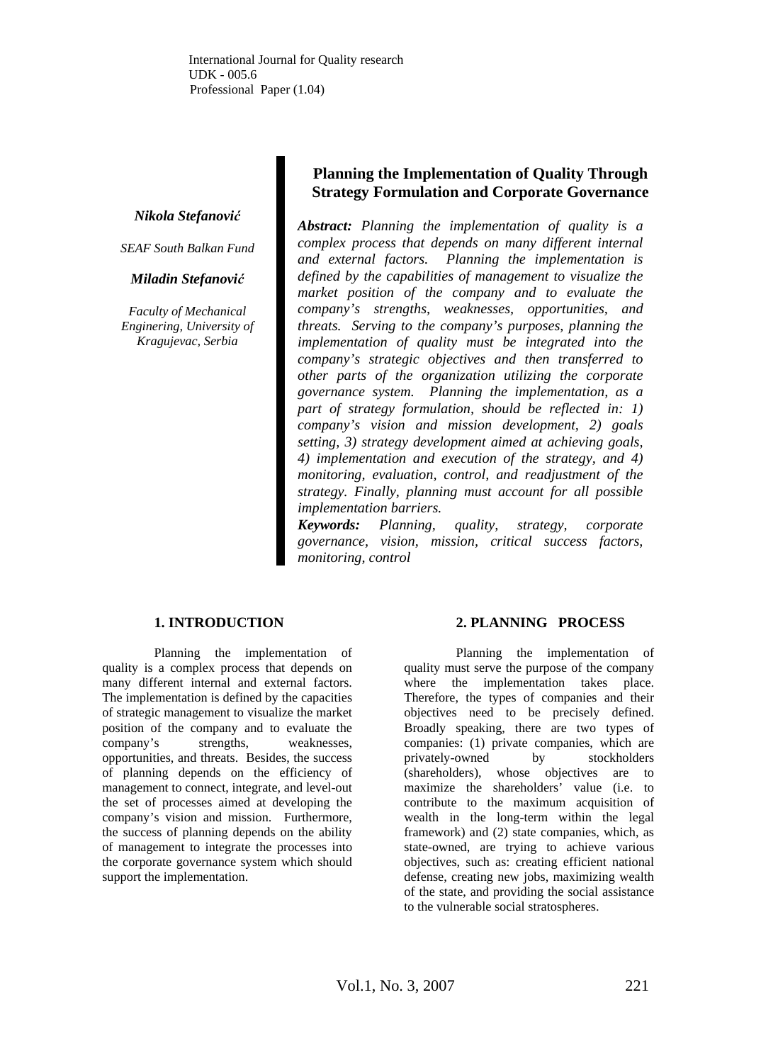International Journal for Quality research
UDK - 005.6
Professional Paper (1.04)

# Planning the Implementation of Quality Through Strategy Formulation and Corporate Governance

***Nikola Stefanović***

*SEAF South Balkan Fund*

***Miladin Stefanović***

*Faculty of Mechanical Enginering, University of Kragujevac, Serbia*

***Abstract:** Planning the implementation of quality is a complex process that depends on many different internal and external factors. Planning the implementation is defined by the capabilities of management to visualize the market position of the company and to evaluate the company's strengths, weaknesses, opportunities, and threats. Serving to the company's purposes, planning the implementation of quality must be integrated into the company's strategic objectives and then transferred to other parts of the organization utilizing the corporate governance system. Planning the implementation, as a part of strategy formulation, should be reflected in: 1) company's vision and mission development, 2) goals setting, 3) strategy development aimed at achieving goals, 4) implementation and execution of the strategy, and 4) monitoring, evaluation, control, and readjustment of the strategy. Finally, planning must account for all possible implementation barriers.*

***Keywords:** Planning, quality, strategy, corporate governance, vision, mission, critical success factors, monitoring, control*

## 1. INTRODUCTION

Planning the implementation of quality is a complex process that depends on many different internal and external factors. The implementation is defined by the capacities of strategic management to visualize the market position of the company and to evaluate the company's strengths, weaknesses, opportunities, and threats. Besides, the success of planning depends on the efficiency of management to connect, integrate, and level-out the set of processes aimed at developing the company's vision and mission. Furthermore, the success of planning depends on the ability of management to integrate the processes into the corporate governance system which should support the implementation.

## 2. PLANNING PROCESS

Planning the implementation of quality must serve the purpose of the company where the implementation takes place. Therefore, the types of companies and their objectives need to be precisely defined. Broadly speaking, there are two types of companies: (1) private companies, which are privately-owned by stockholders (shareholders), whose objectives are to maximize the shareholders' value (i.e. to contribute to the maximum acquisition of wealth in the long-term within the legal framework) and (2) state companies, which, as state-owned, are trying to achieve various objectives, such as: creating efficient national defense, creating new jobs, maximizing wealth of the state, and providing the social assistance to the vulnerable social stratospheres.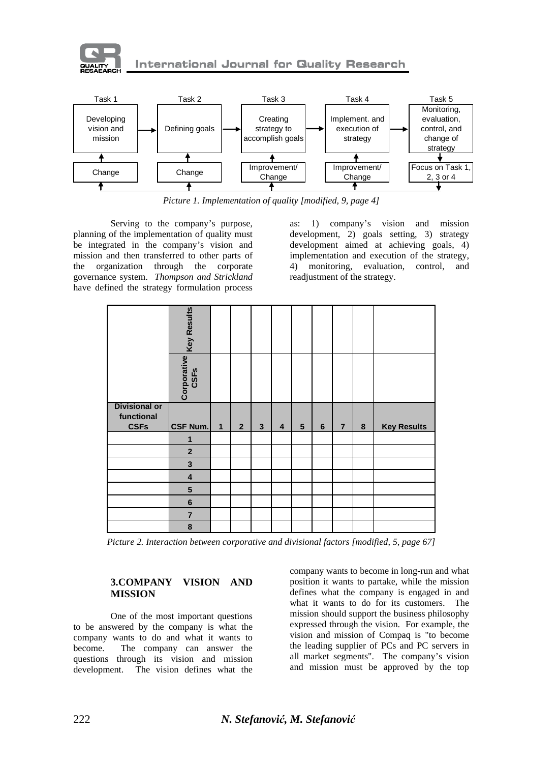| Task 1 | Task 2 | Task 3 | Task 4 | Task 5 |
|---|---|---|---|---|
| Developing vision and mission | Defining goals | Creating strategy to accomplish goals | Implement. and execution of strategy | Monitoring, evaluation, control, and change of strategy |
| Change | Change | Improvement/ Change | Improvement/ Change | Focus on Task 1, 2, 3 or 4 |

*Picture 1. Implementation of quality [modified, 9, page 4]*

Serving to the company's purpose, planning of the implementation of quality must be integrated in the company's vision and mission and then transferred to other parts of the organization through the corporate governance system. *Thompson and Strickland* have defined the strategy formulation process as: 1) company's vision and mission development, 2) goals setting, 3) strategy development aimed at achieving goals, 4) implementation and execution of the strategy, 4) monitoring, evaluation, control, and readjustment of the strategy.

| | Key Results | | | | | | | | | |
|---|---|---|---|---|---|---|---|---|---|---|
| | Corporative CSFs | | | | | | | | | |
| **Divisional or functional CSFs** | **CSF Num.** | **1** | **2** | **3** | **4** | **5** | **6** | **7** | **8** | **Key Results** |
| | **1** | | | | | | | | | |
| | **2** | | | | | | | | | |
| | **3** | | | | | | | | | |
| | **4** | | | | | | | | | |
| | **5** | | | | | | | | | |
| | **6** | | | | | | | | | |
| | **7** | | | | | | | | | |
| | **8** | | | | | | | | | |

*Picture 2. Interaction between corporative and divisional factors [modified, 5, page 67]*

## 3.COMPANY VISION AND MISSION

One of the most important questions to be answered by the company is what the company wants to do and what it wants to become. The company can answer the questions through its vision and mission development. The vision defines what the company wants to become in long-run and what position it wants to partake, while the mission defines what the company is engaged in and what it wants to do for its customers. The mission should support the business philosophy expressed through the vision. For example, the vision and mission of Compaq is "to become the leading supplier of PCs and PC servers in all market segments". The company's vision and mission must be approved by the top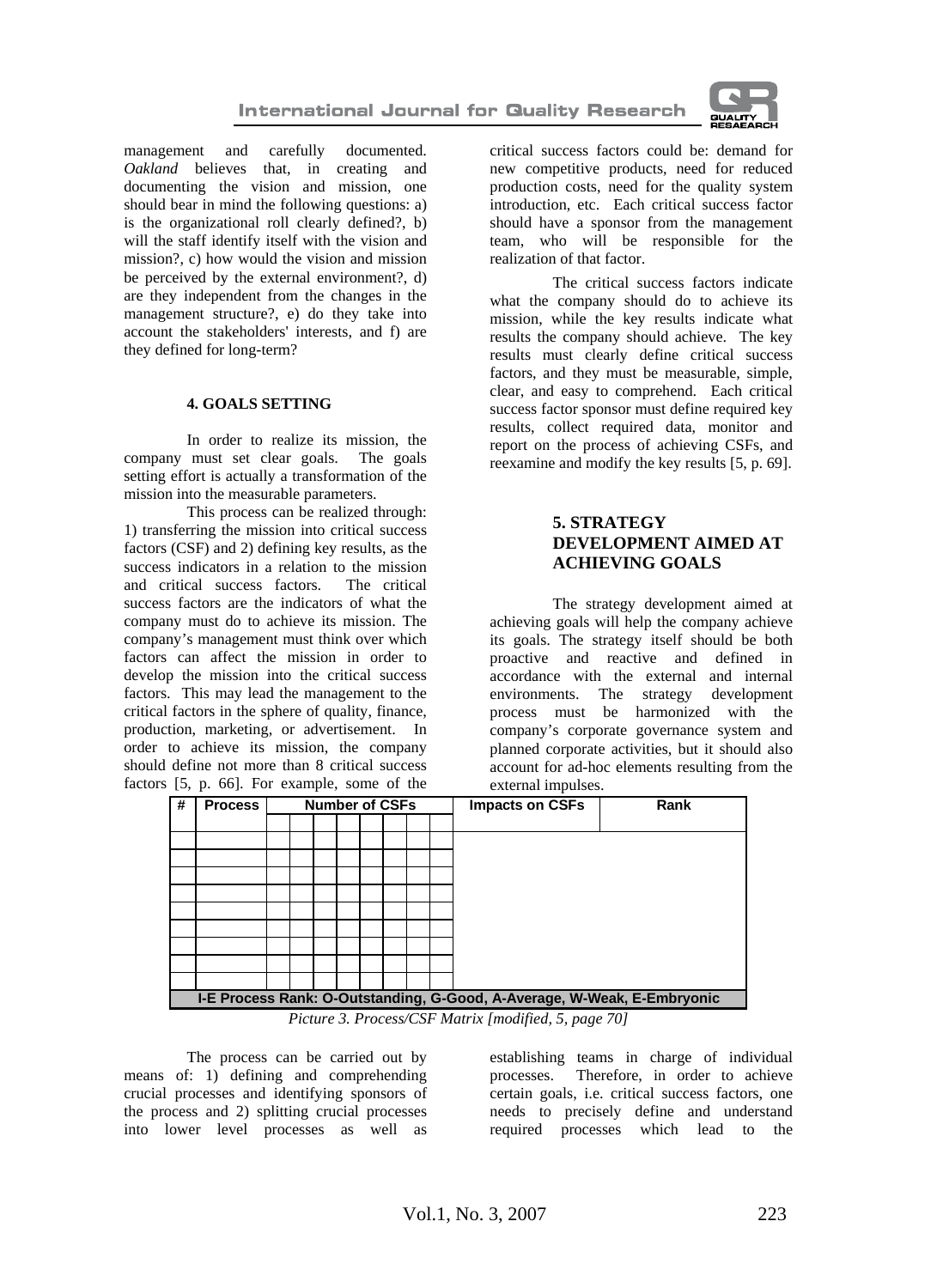management and carefully documented. *Oakland* believes that, in creating and documenting the vision and mission, one should bear in mind the following questions: a) is the organizational roll clearly defined?, b) will the staff identify itself with the vision and mission?, c) how would the vision and mission be perceived by the external environment?, d) are they independent from the changes in the management structure?, e) do they take into account the stakeholders' interests, and f) are they defined for long-term?

## 4. GOALS SETTING

In order to realize its mission, the company must set clear goals. The goals setting effort is actually a transformation of the mission into the measurable parameters.

This process can be realized through: 1) transferring the mission into critical success factors (CSF) and 2) defining key results, as the success indicators in a relation to the mission and critical success factors. The critical success factors are the indicators of what the company must do to achieve its mission. The company's management must think over which factors can affect the mission in order to develop the mission into the critical success factors. This may lead the management to the critical factors in the sphere of quality, finance, production, marketing, or advertisement. In order to achieve its mission, the company should define not more than 8 critical success factors [5, p. 66]. For example, some of the critical success factors could be: demand for new competitive products, need for reduced production costs, need for the quality system introduction, etc. Each critical success factor should have a sponsor from the management team, who will be responsible for the realization of that factor.

The critical success factors indicate what the company should do to achieve its mission, while the key results indicate what results the company should achieve. The key results must clearly define critical success factors, and they must be measurable, simple, clear, and easy to comprehend. Each critical success factor sponsor must define required key results, collect required data, monitor and report on the process of achieving CSFs, and reexamine and modify the key results [5, p. 69].

## 5. STRATEGY DEVELOPMENT AIMED AT ACHIEVING GOALS

The strategy development aimed at achieving goals will help the company achieve its goals. The strategy itself should be both proactive and reactive and defined in accordance with the external and internal environments. The strategy development process must be harmonized with the company's corporate governance system and planned corporate activities, but it should also account for ad-hoc elements resulting from the external impulses.

| # | Process | Number of CSFs | | | | | | | | Impacts on CSFs | Rank |
|---|---|---|---|---|---|---|---|---|---|---|---|
| | | | | | | | | | | | |
| | | | | | | | | | | | |
| | | | | | | | | | | | |
| | | | | | | | | | | | |
| | | | | | | | | | | | |
| | | | | | | | | | | | |
| | | | | | | | | | | | |
| | | | | | | | | | | | |
| | | | | | | | | | | | |
| | | | | | | | | | | | |
| I-E Process Rank: O-Outstanding, G-Good, A-Average, W-Weak, E-Embryonic | | | | | | | | | | | |

*Picture 3. Process/CSF Matrix [modified, 5, page 70]*

The process can be carried out by means of: 1) defining and comprehending crucial processes and identifying sponsors of the process and 2) splitting crucial processes into lower level processes as well as establishing teams in charge of individual processes. Therefore, in order to achieve certain goals, i.e. critical success factors, one needs to precisely define and understand required processes which lead to the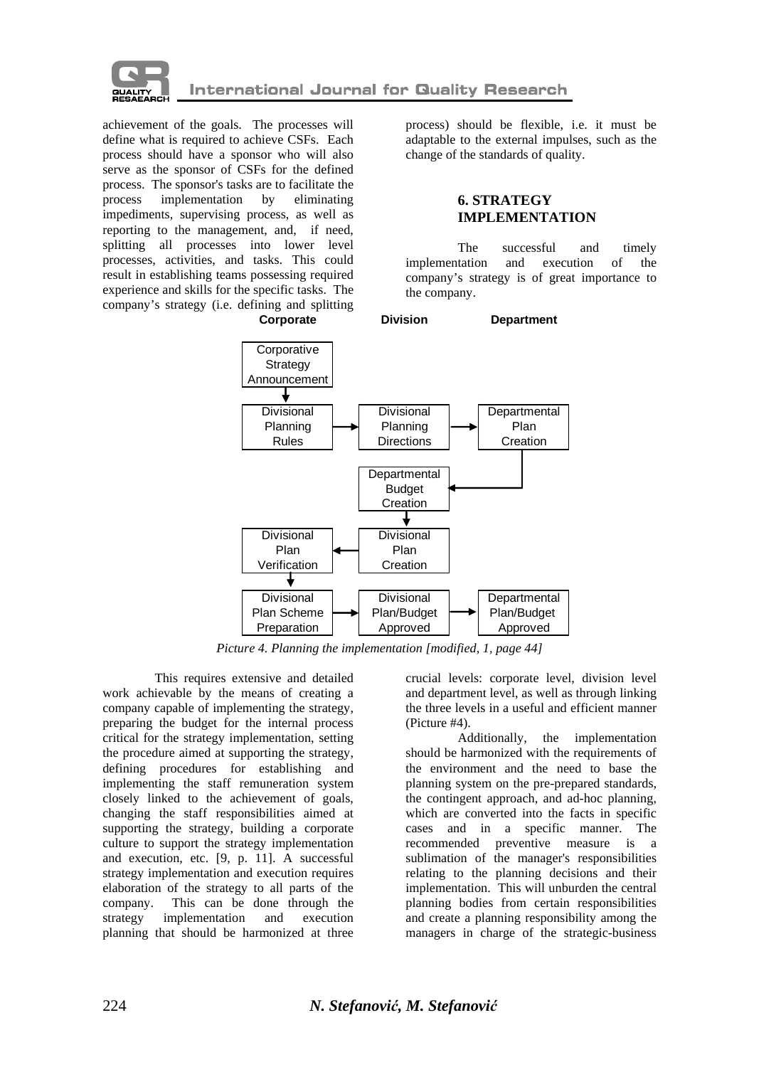achievement of the goals. The processes will define what is required to achieve CSFs. Each process should have a sponsor who will also serve as the sponsor of CSFs for the defined process. The sponsor's tasks are to facilitate the process implementation by eliminating impediments, supervising process, as well as reporting to the management, and, if need, splitting all processes into lower level processes, activities, and tasks. This could result in establishing teams possessing required experience and skills for the specific tasks. The company's strategy (i.e. defining and splitting process) should be flexible, i.e. it must be adaptable to the external impulses, such as the change of the standards of quality.

## 6. STRATEGY IMPLEMENTATION

The successful and timely implementation and execution of the company's strategy is of great importance to the company.

*Picture 4. Planning the implementation [modified, 1, page 44]*

This requires extensive and detailed work achievable by the means of creating a company capable of implementing the strategy, preparing the budget for the internal process critical for the strategy implementation, setting the procedure aimed at supporting the strategy, defining procedures for establishing and implementing the staff remuneration system closely linked to the achievement of goals, changing the staff responsibilities aimed at supporting the strategy, building a corporate culture to support the strategy implementation and execution, etc. [9, p. 11]. A successful strategy implementation and execution requires elaboration of the strategy to all parts of the company. This can be done through the strategy implementation and execution planning that should be harmonized at three crucial levels: corporate level, division level and department level, as well as through linking the three levels in a useful and efficient manner (Picture #4).

Additionally, the implementation should be harmonized with the requirements of the environment and the need to base the planning system on the pre-prepared standards, the contingent approach, and ad-hoc planning, which are converted into the facts in specific cases and in a specific manner. The recommended preventive measure is a sublimation of the manager's responsibilities relating to the planning decisions and their implementation. This will unburden the central planning bodies from certain responsibilities and create a planning responsibility among the managers in charge of the strategic-business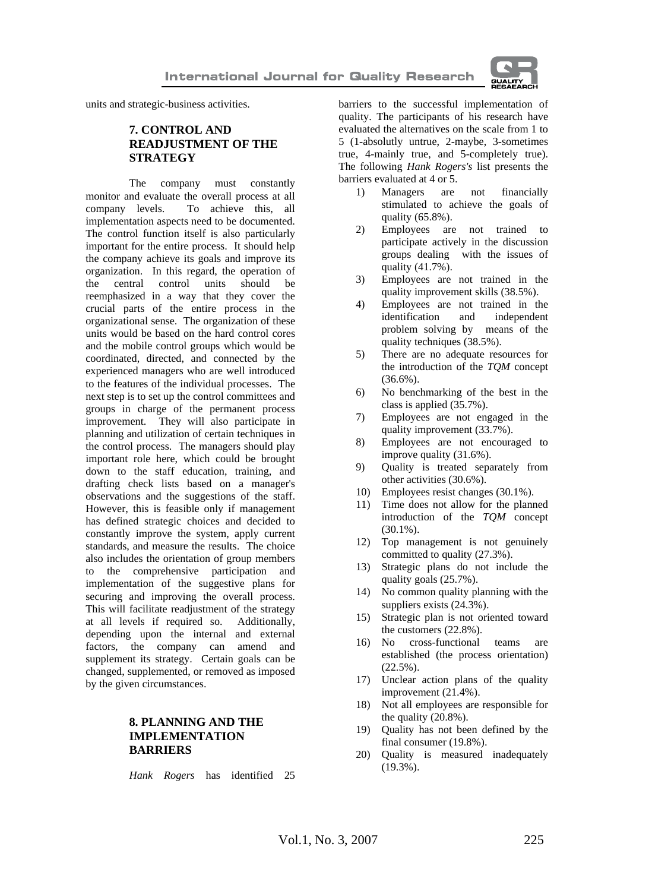units and strategic-business activities.

## 7. CONTROL AND READJUSTMENT OF THE STRATEGY

The company must constantly monitor and evaluate the overall process at all company levels. To achieve this, all implementation aspects need to be documented. The control function itself is also particularly important for the entire process. It should help the company achieve its goals and improve its organization. In this regard, the operation of the central control units should be reemphasized in a way that they cover the crucial parts of the entire process in the organizational sense. The organization of these units would be based on the hard control cores and the mobile control groups which would be coordinated, directed, and connected by the experienced managers who are well introduced to the features of the individual processes. The next step is to set up the control committees and groups in charge of the permanent process improvement. They will also participate in planning and utilization of certain techniques in the control process. The managers should play important role here, which could be brought down to the staff education, training, and drafting check lists based on a manager's observations and the suggestions of the staff. However, this is feasible only if management has defined strategic choices and decided to constantly improve the system, apply current standards, and measure the results. The choice also includes the orientation of group members to the comprehensive participation and implementation of the suggestive plans for securing and improving the overall process. This will facilitate readjustment of the strategy at all levels if required so. Additionally, depending upon the internal and external factors, the company can amend and supplement its strategy. Certain goals can be changed, supplemented, or removed as imposed by the given circumstances.

## 8. PLANNING AND THE IMPLEMENTATION BARRIERS

*Hank Rogers* has identified 25 barriers to the successful implementation of quality. The participants of his research have evaluated the alternatives on the scale from 1 to 5 (1-absolutly untrue, 2-maybe, 3-sometimes true, 4-mainly true, and 5-completely true). The following *Hank Rogers's* list presents the barriers evaluated at 4 or 5.

1) Managers are not financially stimulated to achieve the goals of quality (65.8%).
2) Employees are not trained to participate actively in the discussion groups dealing with the issues of quality (41.7%).
3) Employees are not trained in the quality improvement skills (38.5%).
4) Employees are not trained in the identification and independent problem solving by means of the quality techniques (38.5%).
5) There are no adequate resources for the introduction of the *TQM* concept (36.6%).
6) No benchmarking of the best in the class is applied (35.7%).
7) Employees are not engaged in the quality improvement (33.7%).
8) Employees are not encouraged to improve quality (31.6%).
9) Quality is treated separately from other activities (30.6%).
10) Employees resist changes (30.1%).
11) Time does not allow for the planned introduction of the *TQM* concept (30.1%).
12) Top management is not genuinely committed to quality (27.3%).
13) Strategic plans do not include the quality goals (25.7%).
14) No common quality planning with the suppliers exists (24.3%).
15) Strategic plan is not oriented toward the customers (22.8%).
16) No cross-functional teams are established (the process orientation) (22.5%).
17) Unclear action plans of the quality improvement (21.4%).
18) Not all employees are responsible for the quality (20.8%).
19) Quality has not been defined by the final consumer (19.8%).
20) Quality is measured inadequately (19.3%).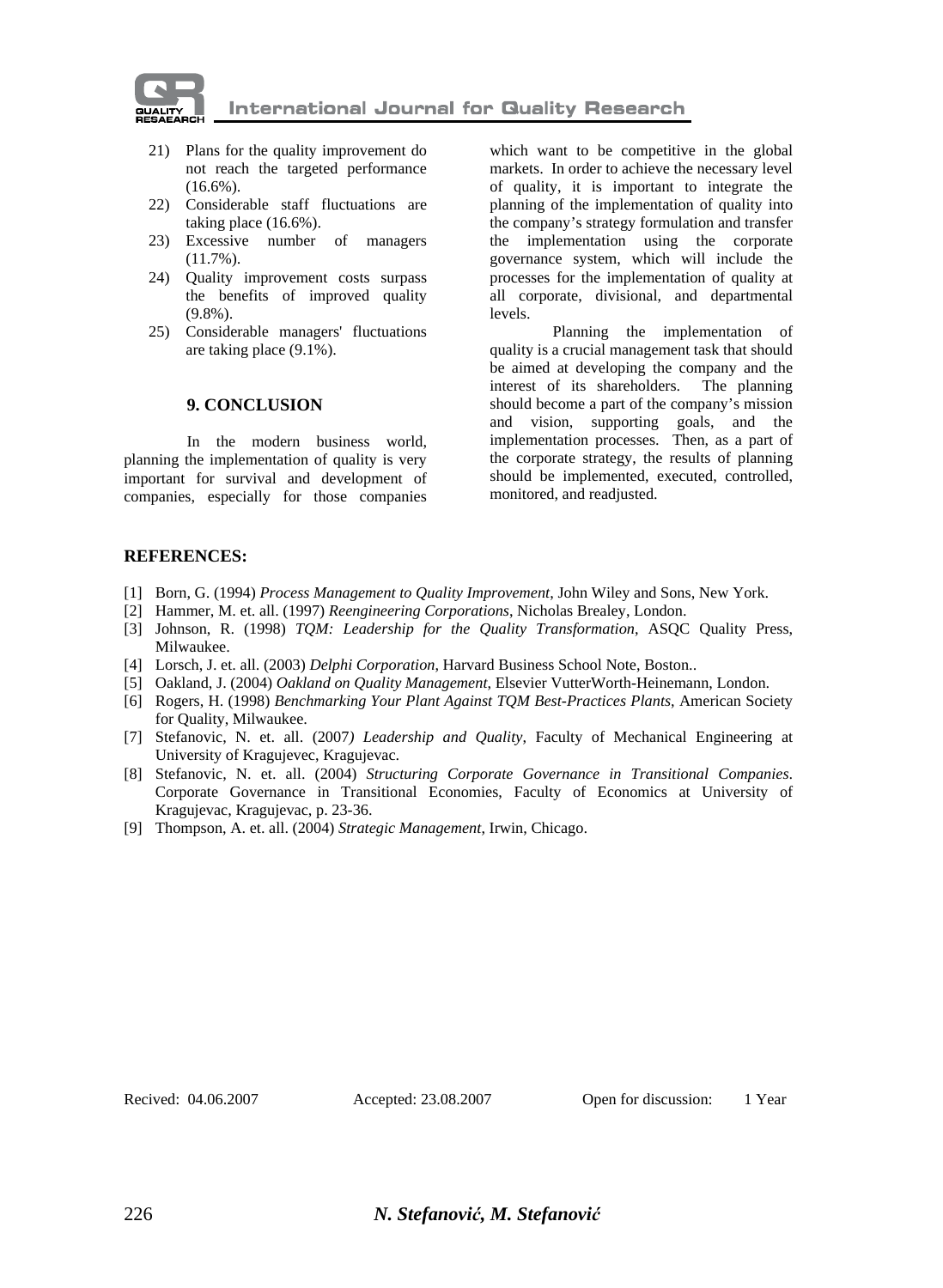21) Plans for the quality improvement do not reach the targeted performance (16.6%).
22) Considerable staff fluctuations are taking place (16.6%).
23) Excessive number of managers (11.7%).
24) Quality improvement costs surpass the benefits of improved quality (9.8%).
25) Considerable managers' fluctuations are taking place (9.1%).

## 9. CONCLUSION

In the modern business world, planning the implementation of quality is very important for survival and development of companies, especially for those companies which want to be competitive in the global markets. In order to achieve the necessary level of quality, it is important to integrate the planning of the implementation of quality into the company's strategy formulation and transfer the implementation using the corporate governance system, which will include the processes for the implementation of quality at all corporate, divisional, and departmental levels.

Planning the implementation of quality is a crucial management task that should be aimed at developing the company and the interest of its shareholders. The planning should become a part of the company's mission and vision, supporting goals, and the implementation processes. Then, as a part of the corporate strategy, the results of planning should be implemented, executed, controlled, monitored, and readjusted.

## REFERENCES:

[1] Born, G. (1994) *Process Management to Quality Improvement*, John Wiley and Sons, New York.
[2] Hammer, M. et. all. (1997) *Reengineering Corporations*, Nicholas Brealey, London.
[3] Johnson, R. (1998) *TQM: Leadership for the Quality Transformation*, ASQC Quality Press, Milwaukee.
[4] Lorsch, J. et. all. (2003) *Delphi Corporation*, Harvard Business School Note, Boston..
[5] Oakland, J. (2004) *Oakland on Quality Management*, Elsevier VutterWorth-Heinemann, London.
[6] Rogers, H. (1998) *Benchmarking Your Plant Against TQM Best-Practices Plants*, American Society for Quality, Milwaukee.
[7] Stefanovic, N. et. all. (2007*) Leadership and Quality*, Faculty of Mechanical Engineering at University of Kragujevec, Kragujevac.
[8] Stefanovic, N. et. all. (2004) *Structuring Corporate Governance in Transitional Companies*. Corporate Governance in Transitional Economies, Faculty of Economics at University of Kragujevac, Kragujevac, p. 23-36.
[9] Thompson, A. et. all. (2004) *Strategic Management*, Irwin, Chicago.

Recived: 04.06.2007 Accepted: 23.08.2007 Open for discussion: 1 Year